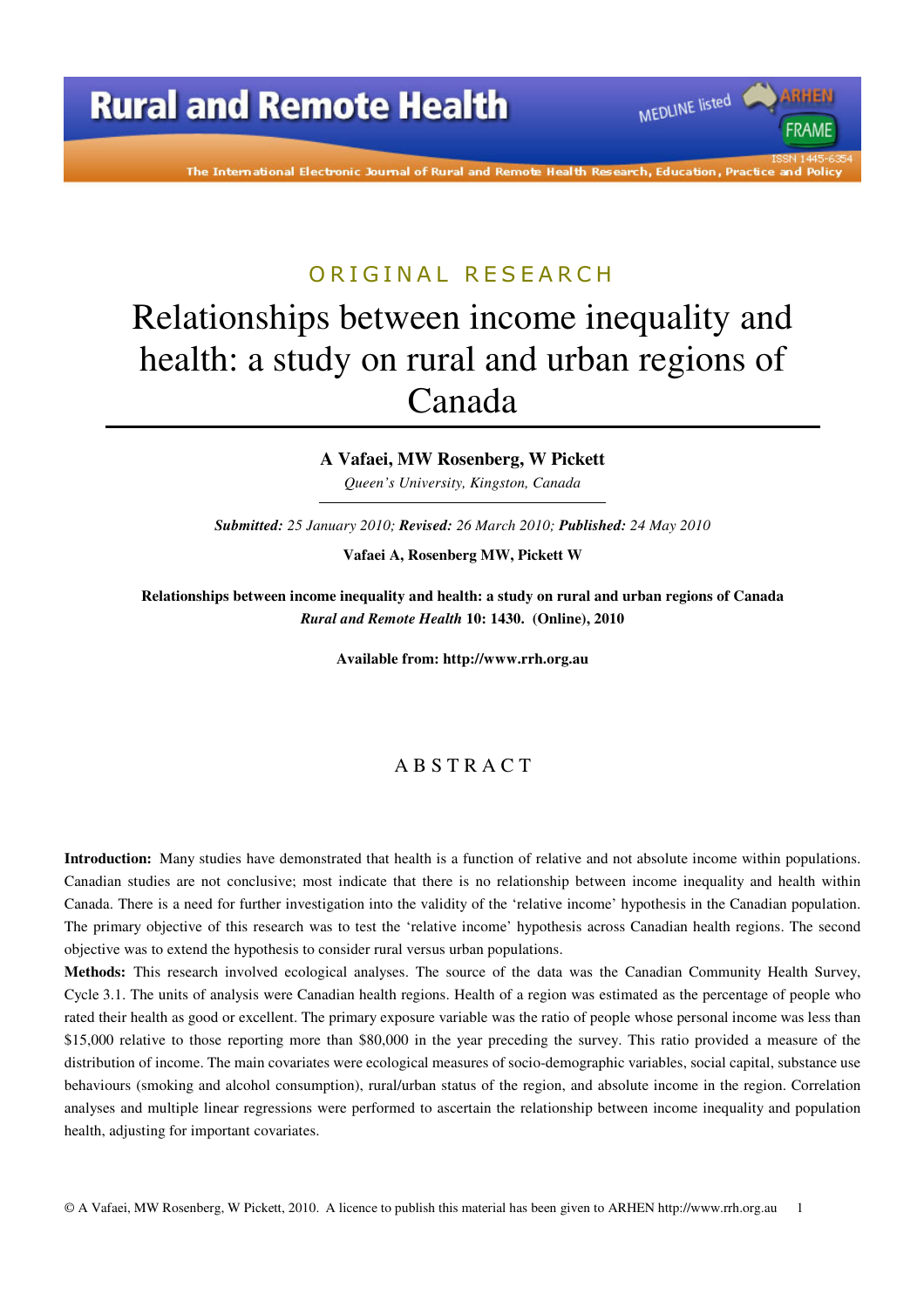ORIGINAL RESEARCH

# Relationships between income inequality and health: a study on rural and urban regions of Canada

**A Vafaei, MW Rosenberg, W Pickett**

*Queen's University, Kingston, Canada*

***Submitted:*** *25 January 2010;* ***Revised:*** *26 March 2010;* ***Published:*** *24 May 2010*

**Vafaei A, Rosenberg MW, Pickett W**

**Relationships between income inequality and health: a study on rural and urban regions of Canada**
***Rural and Remote Health*** **10: 1430. (Online), 2010**

**Available from: http://www.rrh.org.au**

## ABSTRACT

**Introduction:** Many studies have demonstrated that health is a function of relative and not absolute income within populations. Canadian studies are not conclusive; most indicate that there is no relationship between income inequality and health within Canada. There is a need for further investigation into the validity of the 'relative income' hypothesis in the Canadian population. The primary objective of this research was to test the 'relative income' hypothesis across Canadian health regions. The second objective was to extend the hypothesis to consider rural versus urban populations.

**Methods:** This research involved ecological analyses. The source of the data was the Canadian Community Health Survey, Cycle 3.1. The units of analysis were Canadian health regions. Health of a region was estimated as the percentage of people who rated their health as good or excellent. The primary exposure variable was the ratio of people whose personal income was less than $15,000 relative to those reporting more than $80,000 in the year preceding the survey. This ratio provided a measure of the distribution of income. The main covariates were ecological measures of socio-demographic variables, social capital, substance use behaviours (smoking and alcohol consumption), rural/urban status of the region, and absolute income in the region. Correlation analyses and multiple linear regressions were performed to ascertain the relationship between income inequality and population health, adjusting for important covariates.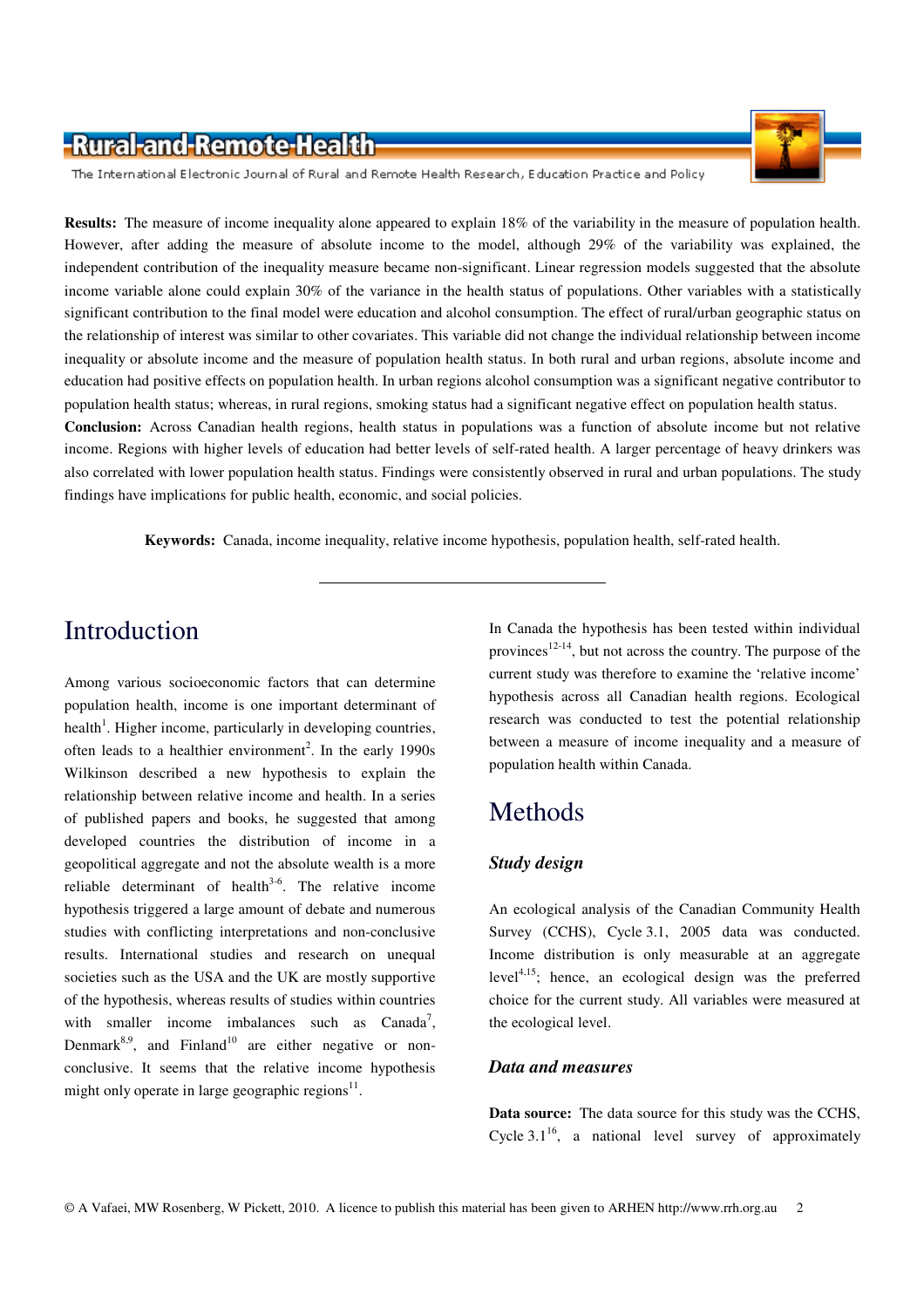**Results:** The measure of income inequality alone appeared to explain 18% of the variability in the measure of population health. However, after adding the measure of absolute income to the model, although 29% of the variability was explained, the independent contribution of the inequality measure became non-significant. Linear regression models suggested that the absolute income variable alone could explain 30% of the variance in the health status of populations. Other variables with a statistically significant contribution to the final model were education and alcohol consumption. The effect of rural/urban geographic status on the relationship of interest was similar to other covariates. This variable did not change the individual relationship between income inequality or absolute income and the measure of population health status. In both rural and urban regions, absolute income and education had positive effects on population health. In urban regions alcohol consumption was a significant negative contributor to population health status; whereas, in rural regions, smoking status had a significant negative effect on population health status.

**Conclusion:** Across Canadian health regions, health status in populations was a function of absolute income but not relative income. Regions with higher levels of education had better levels of self-rated health. A larger percentage of heavy drinkers was also correlated with lower population health status. Findings were consistently observed in rural and urban populations. The study findings have implications for public health, economic, and social policies.

**Keywords:** Canada, income inequality, relative income hypothesis, population health, self-rated health.

---

# Introduction

Among various socioeconomic factors that can determine population health, income is one important determinant of health[1]. Higher income, particularly in developing countries, often leads to a healthier environment[2]. In the early 1990s Wilkinson described a new hypothesis to explain the relationship between relative income and health. In a series of published papers and books, he suggested that among developed countries the distribution of income in a geopolitical aggregate and not the absolute wealth is a more reliable determinant of health[3-6]. The relative income hypothesis triggered a large amount of debate and numerous studies with conflicting interpretations and non-conclusive results. International studies and research on unequal societies such as the USA and the UK are mostly supportive of the hypothesis, whereas results of studies within countries with smaller income imbalances such as Canada[7], Denmark[8,9], and Finland[10] are either negative or non-conclusive. It seems that the relative income hypothesis might only operate in large geographic regions[11].

In Canada the hypothesis has been tested within individual provinces[12-14], but not across the country. The purpose of the current study was therefore to examine the 'relative income' hypothesis across all Canadian health regions. Ecological research was conducted to test the potential relationship between a measure of income inequality and a measure of population health within Canada.

# Methods

### *Study design*

An ecological analysis of the Canadian Community Health Survey (CCHS), Cycle 3.1, 2005 data was conducted. Income distribution is only measurable at an aggregate level[4,15]; hence, an ecological design was the preferred choice for the current study. All variables were measured at the ecological level.

### *Data and measures*

**Data source:** The data source for this study was the CCHS, Cycle 3.1[16], a national level survey of approximately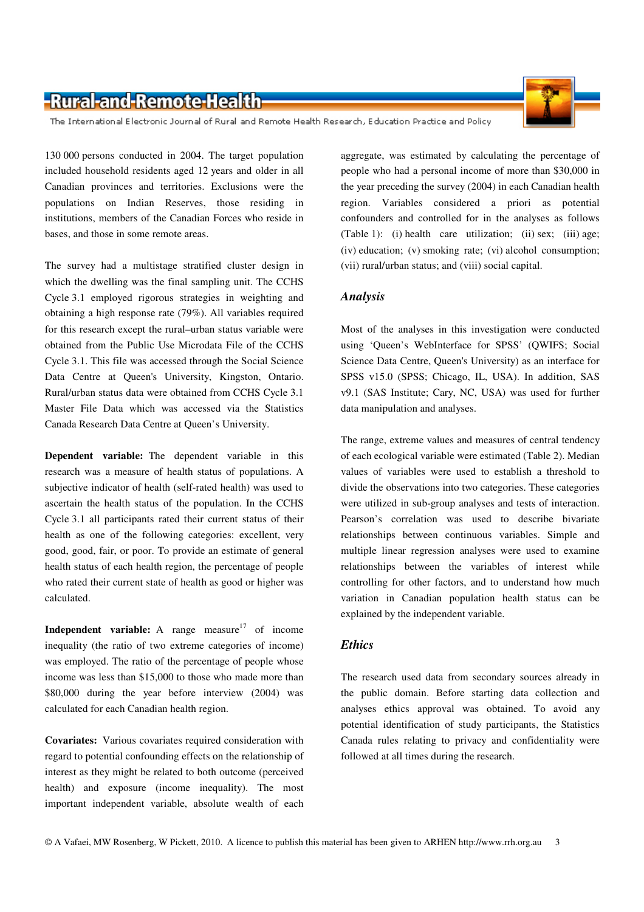130 000 persons conducted in 2004. The target population included household residents aged 12 years and older in all Canadian provinces and territories. Exclusions were the populations on Indian Reserves, those residing in institutions, members of the Canadian Forces who reside in bases, and those in some remote areas.

The survey had a multistage stratified cluster design in which the dwelling was the final sampling unit. The CCHS Cycle 3.1 employed rigorous strategies in weighting and obtaining a high response rate (79%). All variables required for this research except the rural–urban status variable were obtained from the Public Use Microdata File of the CCHS Cycle 3.1. This file was accessed through the Social Science Data Centre at Queen's University, Kingston, Ontario. Rural/urban status data were obtained from CCHS Cycle 3.1 Master File Data which was accessed via the Statistics Canada Research Data Centre at Queen's University.

**Dependent variable:** The dependent variable in this research was a measure of health status of populations. A subjective indicator of health (self-rated health) was used to ascertain the health status of the population. In the CCHS Cycle 3.1 all participants rated their current status of their health as one of the following categories: excellent, very good, good, fair, or poor. To provide an estimate of general health status of each health region, the percentage of people who rated their current state of health as good or higher was calculated.

**Independent variable:** A range measure[17] of income inequality (the ratio of two extreme categories of income) was employed. The ratio of the percentage of people whose income was less than $15,000 to those who made more than $80,000 during the year before interview (2004) was calculated for each Canadian health region.

**Covariates:** Various covariates required consideration with regard to potential confounding effects on the relationship of interest as they might be related to both outcome (perceived health) and exposure (income inequality). The most important independent variable, absolute wealth of each aggregate, was estimated by calculating the percentage of people who had a personal income of more than $30,000 in the year preceding the survey (2004) in each Canadian health region. Variables considered a priori as potential confounders and controlled for in the analyses as follows (Table 1): (i) health care utilization; (ii) sex; (iii) age; (iv) education; (v) smoking rate; (vi) alcohol consumption; (vii) rural/urban status; and (viii) social capital.

### *Analysis*

Most of the analyses in this investigation were conducted using 'Queen's WebInterface for SPSS' (QWIFS; Social Science Data Centre, Queen's University) as an interface for SPSS v15.0 (SPSS; Chicago, IL, USA). In addition, SAS v9.1 (SAS Institute; Cary, NC, USA) was used for further data manipulation and analyses.

The range, extreme values and measures of central tendency of each ecological variable were estimated (Table 2). Median values of variables were used to establish a threshold to divide the observations into two categories. These categories were utilized in sub-group analyses and tests of interaction. Pearson's correlation was used to describe bivariate relationships between continuous variables. Simple and multiple linear regression analyses were used to examine relationships between the variables of interest while controlling for other factors, and to understand how much variation in Canadian population health status can be explained by the independent variable.

### *Ethics*

The research used data from secondary sources already in the public domain. Before starting data collection and analyses ethics approval was obtained. To avoid any potential identification of study participants, the Statistics Canada rules relating to privacy and confidentiality were followed at all times during the research.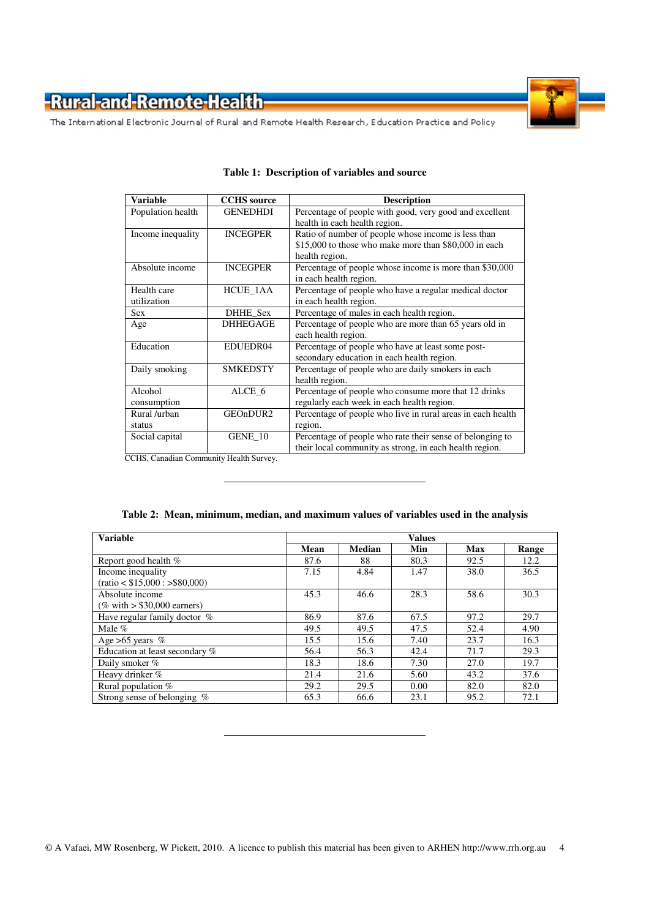**Table 1: Description of variables and source**

| Variable | CCHS source | Description |
|---|---|---|
| Population health | GENEDHDI | Percentage of people with good, very good and excellent health in each health region. |
| Income inequality | INCEGPER | Ratio of number of people whose income is less than $15,000 to those who make more than $80,000 in each health region. |
| Absolute income | INCEGPER | Percentage of people whose income is more than $30,000 in each health region. |
| Health care utilization | HCUE_1AA | Percentage of people who have a regular medical doctor in each health region. |
| Sex | DHHE_Sex | Percentage of males in each health region. |
| Age | DHHEGAGE | Percentage of people who are more than 65 years old in each health region. |
| Education | EDUEDR04 | Percentage of people who have at least some post-secondary education in each health region. |
| Daily smoking | SMKEDSTY | Percentage of people who are daily smokers in each health region. |
| Alcohol consumption | ALCE_6 | Percentage of people who consume more that 12 drinks regularly each week in each health region. |
| Rural /urban status | GEOnDUR2 | Percentage of people who live in rural areas in each health region. |
| Social capital | GENE_10 | Percentage of people who rate their sense of belonging to their local community as strong, in each health region. |

CCHS, Canadian Community Health Survey.

**Table 2: Mean, minimum, median, and maximum values of variables used in the analysis**

| Variable | Values | | | | |
|---|---|---|---|---|---|
| | Mean | Median | Min | Max | Range |
| Report good health % | 87.6 | 88 | 80.3 | 92.5 | 12.2 |
| Income inequality (ratio < $15,000 : >$80,000) | 7.15 | 4.84 | 1.47 | 38.0 | 36.5 |
| Absolute income (% with > $30,000 earners) | 45.3 | 46.6 | 28.3 | 58.6 | 30.3 |
| Have regular family doctor % | 86.9 | 87.6 | 67.5 | 97.2 | 29.7 |
| Male % | 49.5 | 49.5 | 47.5 | 52.4 | 4.90 |
| Age >65 years % | 15.5 | 15.6 | 7.40 | 23.7 | 16.3 |
| Education at least secondary % | 56.4 | 56.3 | 42.4 | 71.7 | 29.3 |
| Daily smoker % | 18.3 | 18.6 | 7.30 | 27.0 | 19.7 |
| Heavy drinker % | 21.4 | 21.6 | 5.60 | 43.2 | 37.6 |
| Rural population % | 29.2 | 29.5 | 0.00 | 82.0 | 82.0 |
| Strong sense of belonging % | 65.3 | 66.6 | 23.1 | 95.2 | 72.1 |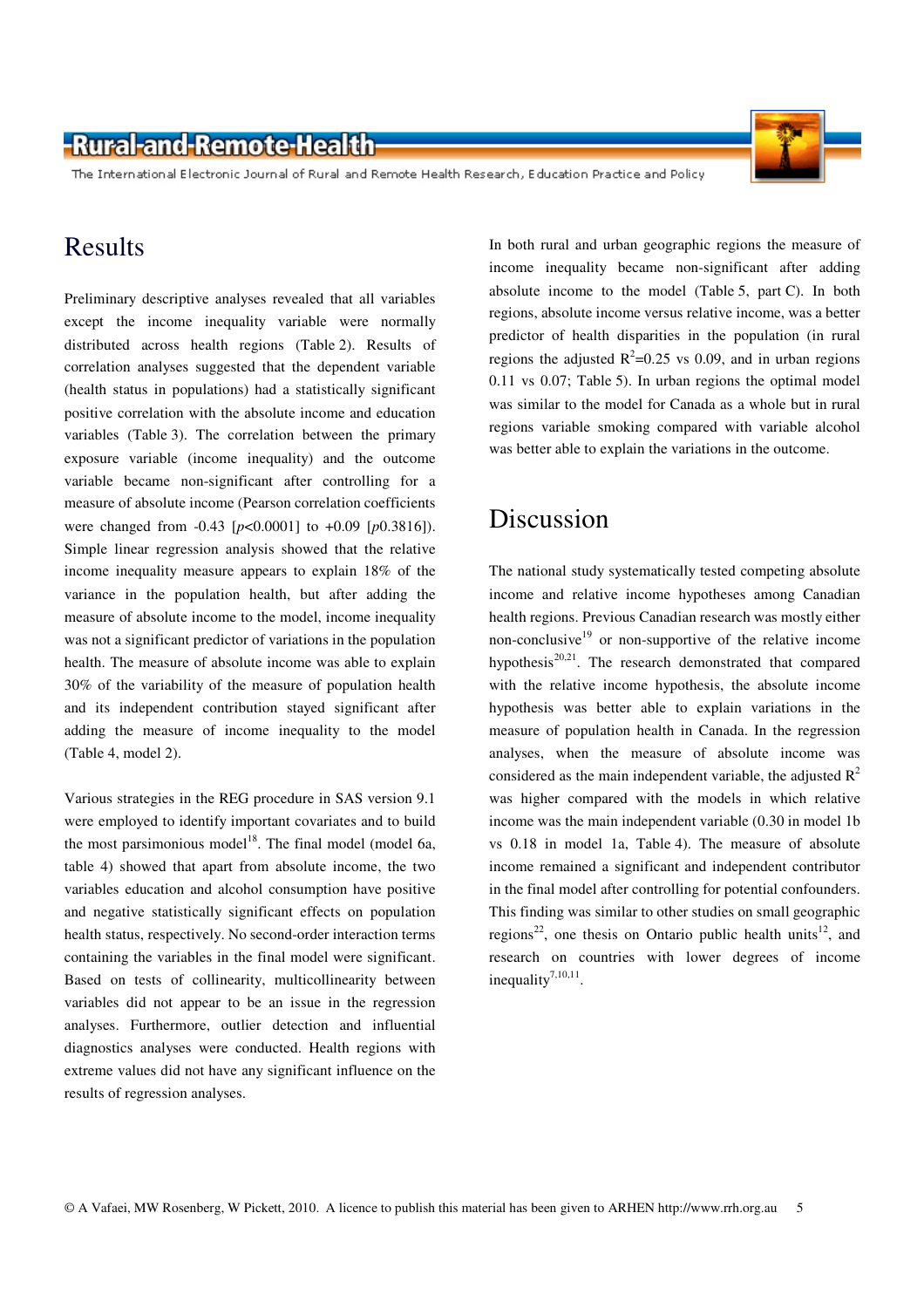## Results

Preliminary descriptive analyses revealed that all variables except the income inequality variable were normally distributed across health regions (Table 2). Results of correlation analyses suggested that the dependent variable (health status in populations) had a statistically significant positive correlation with the absolute income and education variables (Table 3). The correlation between the primary exposure variable (income inequality) and the outcome variable became non-significant after controlling for a measure of absolute income (Pearson correlation coefficients were changed from -0.43 [$p<0.0001$] to +0.09 [$p$0.3816]). Simple linear regression analysis showed that the relative income inequality measure appears to explain 18% of the variance in the population health, but after adding the measure of absolute income to the model, income inequality was not a significant predictor of variations in the population health. The measure of absolute income was able to explain 30% of the variability of the measure of population health and its independent contribution stayed significant after adding the measure of income inequality to the model (Table 4, model 2).

Various strategies in the REG procedure in SAS version 9.1 were employed to identify important covariates and to build the most parsimonious model[18]. The final model (model 6a, table 4) showed that apart from absolute income, the two variables education and alcohol consumption have positive and negative statistically significant effects on population health status, respectively. No second-order interaction terms containing the variables in the final model were significant. Based on tests of collinearity, multicollinearity between variables did not appear to be an issue in the regression analyses. Furthermore, outlier detection and influential diagnostics analyses were conducted. Health regions with extreme values did not have any significant influence on the results of regression analyses.

In both rural and urban geographic regions the measure of income inequality became non-significant after adding absolute income to the model (Table 5, part C). In both regions, absolute income versus relative income, was a better predictor of health disparities in the population (in rural regions the adjusted $R^2$=0.25 vs 0.09, and in urban regions 0.11 vs 0.07; Table 5). In urban regions the optimal model was similar to the model for Canada as a whole but in rural regions variable smoking compared with variable alcohol was better able to explain the variations in the outcome.

## Discussion

The national study systematically tested competing absolute income and relative income hypotheses among Canadian health regions. Previous Canadian research was mostly either non-conclusive[19] or non-supportive of the relative income hypothesis[20,21]. The research demonstrated that compared with the relative income hypothesis, the absolute income hypothesis was better able to explain variations in the measure of population health in Canada. In the regression analyses, when the measure of absolute income was considered as the main independent variable, the adjusted $R^2$ was higher compared with the models in which relative income was the main independent variable (0.30 in model 1b vs 0.18 in model 1a, Table 4). The measure of absolute income remained a significant and independent contributor in the final model after controlling for potential confounders. This finding was similar to other studies on small geographic regions[22], one thesis on Ontario public health units[12], and research on countries with lower degrees of income inequality[7,10,11].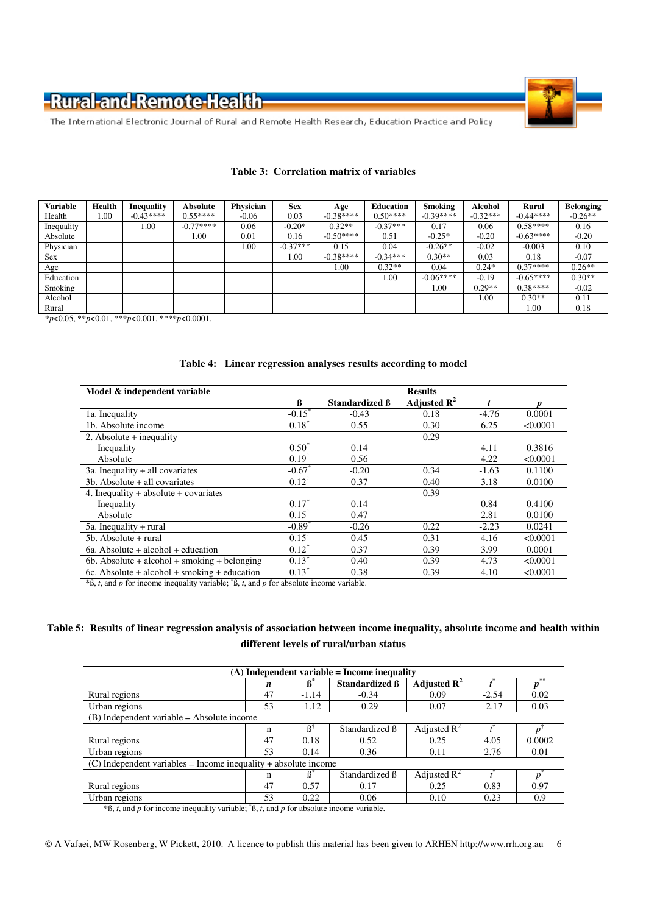**Table 3: Correlation matrix of variables**

| Variable | Health | Inequality | Absolute | Physician | Sex | Age | Education | Smoking | Alcohol | Rural | Belonging |
|---|---|---|---|---|---|---|---|---|---|---|---|
| Health | 1.00 | -0.43**** | 0.55**** | -0.06 | 0.03 | -0.38**** | 0.50**** | -0.39**** | -0.32*** | -0.44**** | -0.26** |
| Inequality | | 1.00 | -0.77**** | 0.06 | -0.20* | 0.32** | -0.37*** | 0.17 | 0.06 | 0.58**** | 0.16 |
| Absolute | | | 1.00 | 0.01 | 0.16 | -0.50**** | 0.51 | -0.25* | -0.20 | -0.63**** | -0.20 |
| Physician | | | | 1.00 | -0.37*** | 0.15 | 0.04 | -0.26** | -0.02 | -0.003 | 0.10 |
| Sex | | | | | 1.00 | -0.38**** | -0.34*** | 0.30** | 0.03 | 0.18 | -0.07 |
| Age | | | | | | 1.00 | 0.32** | 0.04 | 0.24* | 0.37**** | 0.26** |
| Education | | | | | | | 1.00 | -0.06**** | -0.19 | -0.65**** | 0.30** |
| Smoking | | | | | | | | 1.00 | 0.29** | 0.38**** | -0.02 |
| Alcohol | | | | | | | | | 1.00 | 0.30** | 0.11 |
| Rural | | | | | | | | | | 1.00 | 0.18 |

*$p<0.05$, **$p<0.01$, ***$p<0.001$, ****$p<0.0001$.

**Table 4: Linear regression analyses results according to model**

| Model & independent variable | Results | | | | |
|---|---|---|---|---|---|
| | ß | Standardized ß | Adjusted $R^2$ | *t* | *p* |
| 1a. Inequality | -0.15* | -0.43 | 0.18 | -4.76 | 0.0001 |
| 1b. Absolute income | 0.18† | 0.55 | 0.30 | 6.25 | <0.0001 |
| 2. Absolute + inequality | | | 0.29 | | |
| Inequality | 0.50* | 0.14 | | 4.11 | 0.3816 |
| Absolute | 0.19† | 0.56 | | 4.22 | <0.0001 |
| 3a. Inequality + all covariates | -0.67* | -0.20 | 0.34 | -1.63 | 0.1100 |
| 3b. Absolute + all covariates | 0.12† | 0.37 | 0.40 | 3.18 | 0.0100 |
| 4. Inequality + absolute + covariates | | | 0.39 | | |
| Inequality | 0.17* | 0.14 | | 0.84 | 0.4100 |
| Absolute | 0.15† | 0.47 | | 2.81 | 0.0100 |
| 5a. Inequality + rural | -0.89* | -0.26 | 0.22 | -2.23 | 0.0241 |
| 5b. Absolute + rural | 0.15† | 0.45 | 0.31 | 4.16 | <0.0001 |
| 6a. Absolute + alcohol + education | 0.12† | 0.37 | 0.39 | 3.99 | 0.0001 |
| 6b. Absolute + alcohol + smoking + belonging | 0.13† | 0.40 | 0.39 | 4.73 | <0.0001 |
| 6c. Absolute + alcohol + smoking + education | 0.13† | 0.38 | 0.39 | 4.10 | <0.0001 |

*ß, *t*, and *p* for income inequality variable; †ß, *t*, and *p* for absolute income variable.

**Table 5: Results of linear regression analysis of association between income inequality, absolute income and health within different levels of rural/urban status**

| (A) Independent variable = Income inequality | | | | | | |
|---|---|---|---|---|---|---|
| | *n* | ß* | Standardized ß | Adjusted $R^2$ | *t** | *p*** |
| Rural regions | 47 | -1.14 | -0.34 | 0.09 | -2.54 | 0.02 |
| Urban regions | 53 | -1.12 | -0.29 | 0.07 | -2.17 | 0.03 |
| (B) Independent variable = Absolute income | | | | | | |
| | n | ß† | Standardized ß | Adjusted $R^2$ | *t*† | *p*† |
| Rural regions | 47 | 0.18 | 0.52 | 0.25 | 4.05 | 0.0002 |
| Urban regions | 53 | 0.14 | 0.36 | 0.11 | 2.76 | 0.01 |
| (C) Independent variables = Income inequality + absolute income | | | | | | |
| | n | ß* | Standardized ß | Adjusted $R^2$ | *t** | *p** |
| Rural regions | 47 | 0.57 | 0.17 | 0.25 | 0.83 | 0.97 |
| Urban regions | 53 | 0.22 | 0.06 | 0.10 | 0.23 | 0.9 |

*ß, *t*, and *p* for income inequality variable; †ß, *t*, and *p* for absolute income variable.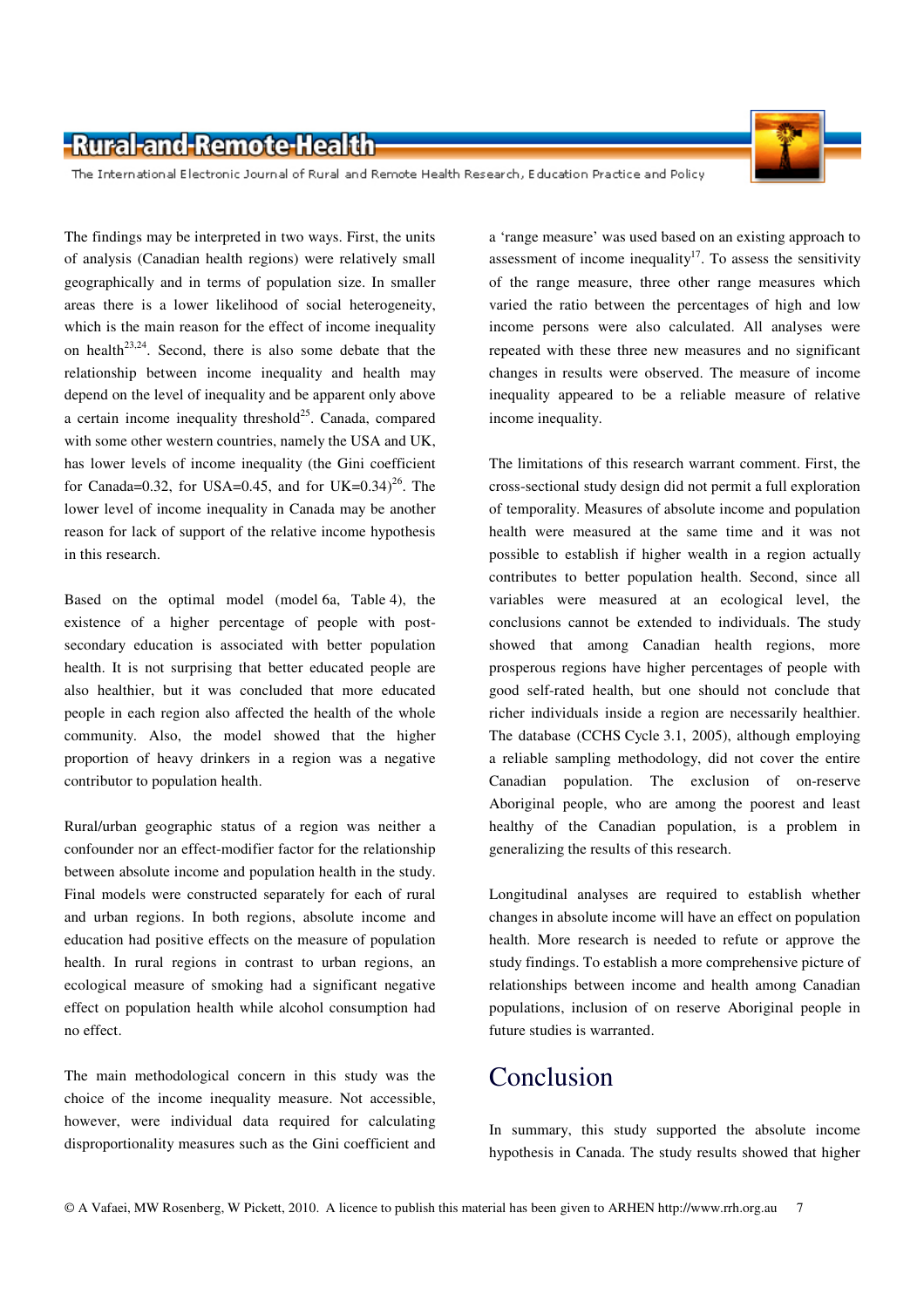The findings may be interpreted in two ways. First, the units of analysis (Canadian health regions) were relatively small geographically and in terms of population size. In smaller areas there is a lower likelihood of social heterogeneity, which is the main reason for the effect of income inequality on health[23,24]. Second, there is also some debate that the relationship between income inequality and health may depend on the level of inequality and be apparent only above a certain income inequality threshold[25]. Canada, compared with some other western countries, namely the USA and UK, has lower levels of income inequality (the Gini coefficient for Canada=0.32, for USA=0.45, and for UK=0.34)[26]. The lower level of income inequality in Canada may be another reason for lack of support of the relative income hypothesis in this research.

Based on the optimal model (model 6a, Table 4), the existence of a higher percentage of people with post-secondary education is associated with better population health. It is not surprising that better educated people are also healthier, but it was concluded that more educated people in each region also affected the health of the whole community. Also, the model showed that the higher proportion of heavy drinkers in a region was a negative contributor to population health.

Rural/urban geographic status of a region was neither a confounder nor an effect-modifier factor for the relationship between absolute income and population health in the study. Final models were constructed separately for each of rural and urban regions. In both regions, absolute income and education had positive effects on the measure of population health. In rural regions in contrast to urban regions, an ecological measure of smoking had a significant negative effect on population health while alcohol consumption had no effect.

The main methodological concern in this study was the choice of the income inequality measure. Not accessible, however, were individual data required for calculating disproportionality measures such as the Gini coefficient and a 'range measure' was used based on an existing approach to assessment of income inequality[17]. To assess the sensitivity of the range measure, three other range measures which varied the ratio between the percentages of high and low income persons were also calculated. All analyses were repeated with these three new measures and no significant changes in results were observed. The measure of income inequality appeared to be a reliable measure of relative income inequality.

The limitations of this research warrant comment. First, the cross-sectional study design did not permit a full exploration of temporality. Measures of absolute income and population health were measured at the same time and it was not possible to establish if higher wealth in a region actually contributes to better population health. Second, since all variables were measured at an ecological level, the conclusions cannot be extended to individuals. The study showed that among Canadian health regions, more prosperous regions have higher percentages of people with good self-rated health, but one should not conclude that richer individuals inside a region are necessarily healthier. The database (CCHS Cycle 3.1, 2005), although employing a reliable sampling methodology, did not cover the entire Canadian population. The exclusion of on-reserve Aboriginal people, who are among the poorest and least healthy of the Canadian population, is a problem in generalizing the results of this research.

Longitudinal analyses are required to establish whether changes in absolute income will have an effect on population health. More research is needed to refute or approve the study findings. To establish a more comprehensive picture of relationships between income and health among Canadian populations, inclusion of on reserve Aboriginal people in future studies is warranted.

# Conclusion

In summary, this study supported the absolute income hypothesis in Canada. The study results showed that higher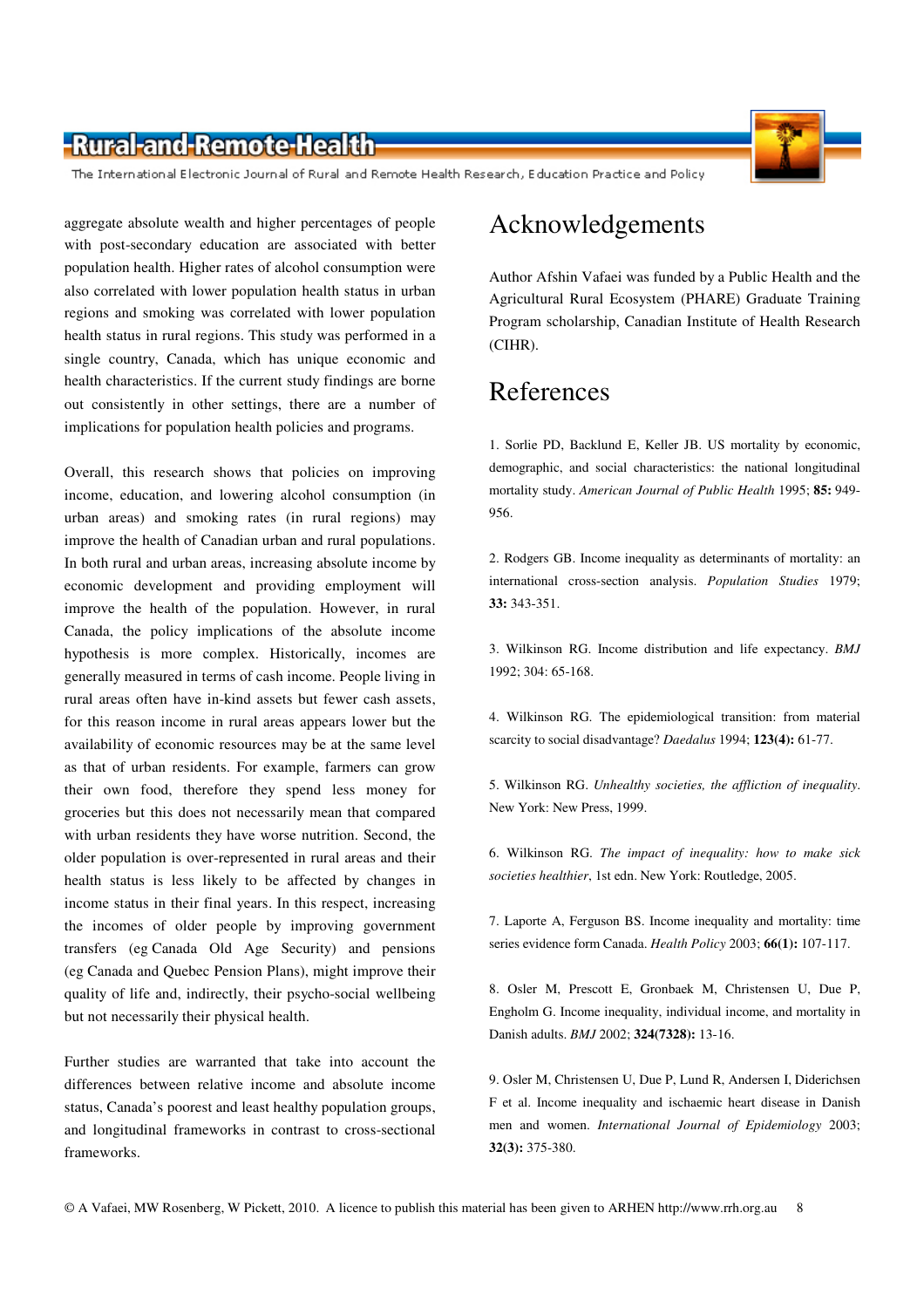aggregate absolute wealth and higher percentages of people with post-secondary education are associated with better population health. Higher rates of alcohol consumption were also correlated with lower population health status in urban regions and smoking was correlated with lower population health status in rural regions. This study was performed in a single country, Canada, which has unique economic and health characteristics. If the current study findings are borne out consistently in other settings, there are a number of implications for population health policies and programs.

Overall, this research shows that policies on improving income, education, and lowering alcohol consumption (in urban areas) and smoking rates (in rural regions) may improve the health of Canadian urban and rural populations. In both rural and urban areas, increasing absolute income by economic development and providing employment will improve the health of the population. However, in rural Canada, the policy implications of the absolute income hypothesis is more complex. Historically, incomes are generally measured in terms of cash income. People living in rural areas often have in-kind assets but fewer cash assets, for this reason income in rural areas appears lower but the availability of economic resources may be at the same level as that of urban residents. For example, farmers can grow their own food, therefore they spend less money for groceries but this does not necessarily mean that compared with urban residents they have worse nutrition. Second, the older population is over-represented in rural areas and their health status is less likely to be affected by changes in income status in their final years. In this respect, increasing the incomes of older people by improving government transfers (eg Canada Old Age Security) and pensions (eg Canada and Quebec Pension Plans), might improve their quality of life and, indirectly, their psycho-social wellbeing but not necessarily their physical health.

Further studies are warranted that take into account the differences between relative income and absolute income status, Canada's poorest and least healthy population groups, and longitudinal frameworks in contrast to cross-sectional frameworks.

# Acknowledgements

Author Afshin Vafaei was funded by a Public Health and the Agricultural Rural Ecosystem (PHARE) Graduate Training Program scholarship, Canadian Institute of Health Research (CIHR).

# References

1. Sorlie PD, Backlund E, Keller JB. US mortality by economic, demographic, and social characteristics: the national longitudinal mortality study. *American Journal of Public Health* 1995; **85:** 949-956.

2. Rodgers GB. Income inequality as determinants of mortality: an international cross-section analysis. *Population Studies* 1979; **33:** 343-351.

3. Wilkinson RG. Income distribution and life expectancy. *BMJ* 1992; 304: 65-168.

4. Wilkinson RG. The epidemiological transition: from material scarcity to social disadvantage? *Daedalus* 1994; **123(4):** 61-77.

5. Wilkinson RG. *Unhealthy societies, the affliction of inequality*. New York: New Press, 1999.

6. Wilkinson RG. *The impact of inequality: how to make sick societies healthier*, 1st edn. New York: Routledge, 2005.

7. Laporte A, Ferguson BS. Income inequality and mortality: time series evidence form Canada. *Health Policy* 2003; **66(1):** 107-117.

8. Osler M, Prescott E, Gronbaek M, Christensen U, Due P, Engholm G. Income inequality, individual income, and mortality in Danish adults. *BMJ* 2002; **324(7328):** 13-16.

9. Osler M, Christensen U, Due P, Lund R, Andersen I, Diderichsen F et al. Income inequality and ischaemic heart disease in Danish men and women. *International Journal of Epidemiology* 2003; **32(3):** 375-380.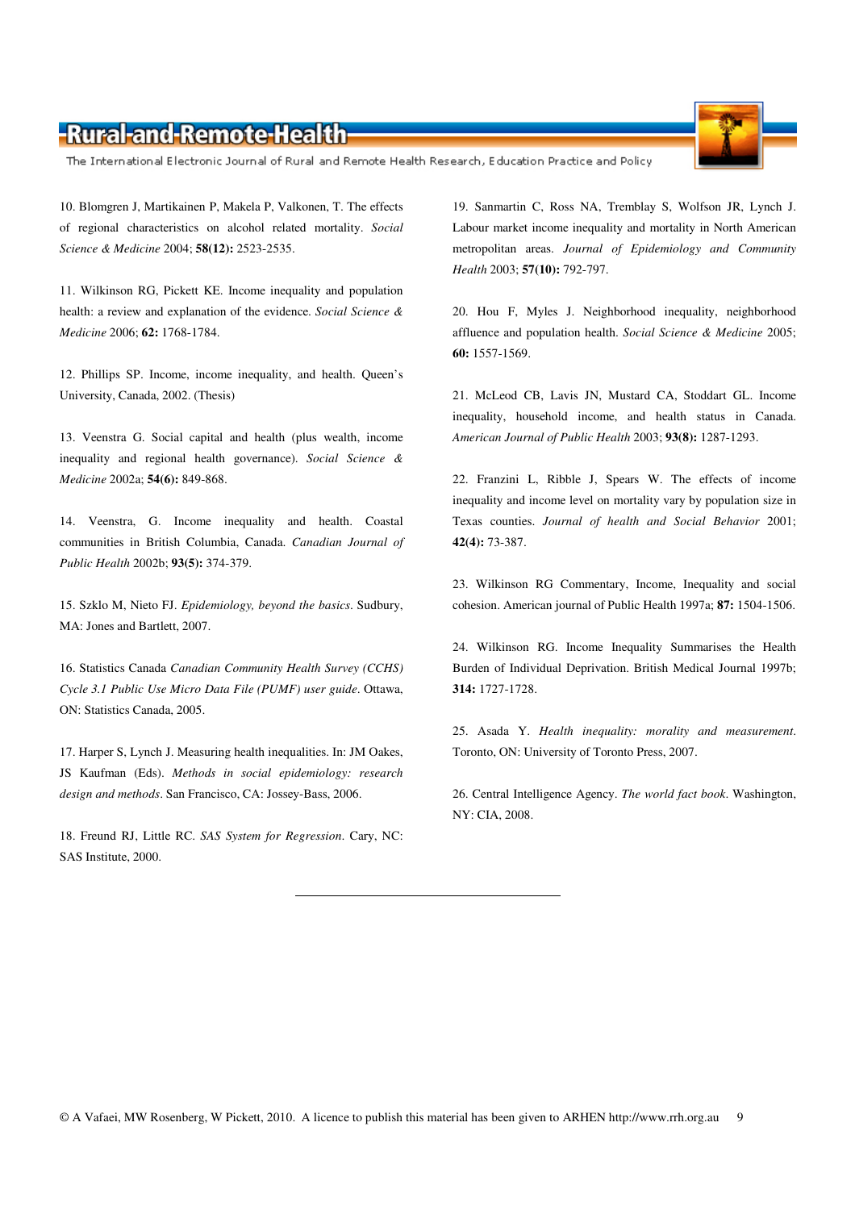10. Blomgren J, Martikainen P, Makela P, Valkonen, T. The effects of regional characteristics on alcohol related mortality. *Social Science & Medicine* 2004; **58(12):** 2523-2535.

11. Wilkinson RG, Pickett KE. Income inequality and population health: a review and explanation of the evidence. *Social Science & Medicine* 2006; **62:** 1768-1784.

12. Phillips SP. Income, income inequality, and health. Queen's University, Canada, 2002. (Thesis)

13. Veenstra G. Social capital and health (plus wealth, income inequality and regional health governance). *Social Science & Medicine* 2002a; **54(6):** 849-868.

14. Veenstra, G. Income inequality and health. Coastal communities in British Columbia, Canada. *Canadian Journal of Public Health* 2002b; **93(5):** 374-379.

15. Szklo M, Nieto FJ. *Epidemiology, beyond the basics*. Sudbury, MA: Jones and Bartlett, 2007.

16. Statistics Canada *Canadian Community Health Survey (CCHS) Cycle 3.1 Public Use Micro Data File (PUMF) user guide*. Ottawa, ON: Statistics Canada, 2005.

17. Harper S, Lynch J. Measuring health inequalities. In: JM Oakes, JS Kaufman (Eds). *Methods in social epidemiology: research design and methods*. San Francisco, CA: Jossey-Bass, 2006.

18. Freund RJ, Little RC. *SAS System for Regression*. Cary, NC: SAS Institute, 2000.

19. Sanmartin C, Ross NA, Tremblay S, Wolfson JR, Lynch J. Labour market income inequality and mortality in North American metropolitan areas. *Journal of Epidemiology and Community Health* 2003; **57(10):** 792-797.

20. Hou F, Myles J. Neighborhood inequality, neighborhood affluence and population health. *Social Science & Medicine* 2005; **60:** 1557-1569.

21. McLeod CB, Lavis JN, Mustard CA, Stoddart GL. Income inequality, household income, and health status in Canada. *American Journal of Public Health* 2003; **93(8):** 1287-1293.

22. Franzini L, Ribble J, Spears W. The effects of income inequality and income level on mortality vary by population size in Texas counties. *Journal of health and Social Behavior* 2001; **42(4):** 73-387.

23. Wilkinson RG Commentary, Income, Inequality and social cohesion. American journal of Public Health 1997a; **87:** 1504-1506.

24. Wilkinson RG. Income Inequality Summarises the Health Burden of Individual Deprivation. British Medical Journal 1997b; **314:** 1727-1728.

25. Asada Y. *Health inequality: morality and measurement*. Toronto, ON: University of Toronto Press, 2007.

26. Central Intelligence Agency. *The world fact book*. Washington, NY: CIA, 2008.